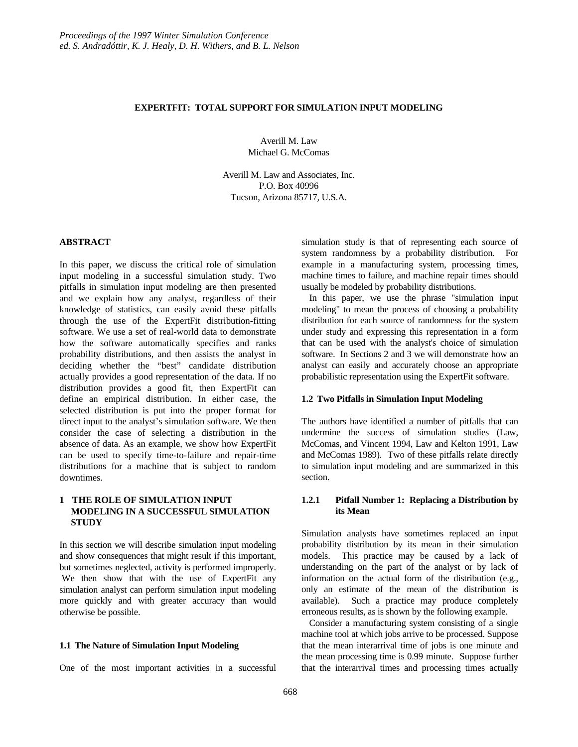*Proceedings of the 1997 Winter Simulation Conference*
*ed. S. Andradóttir, K. J. Healy, D. H. Withers, and B. L. Nelson*

# EXPERTFIT: TOTAL SUPPORT FOR SIMULATION INPUT MODELING

Averill M. Law
Michael G. McComas

Averill M. Law and Associates, Inc.
P.O. Box 40996
Tucson, Arizona 85717, U.S.A.

## ABSTRACT

In this paper, we discuss the critical role of simulation input modeling in a successful simulation study. Two pitfalls in simulation input modeling are then presented and we explain how any analyst, regardless of their knowledge of statistics, can easily avoid these pitfalls through the use of the ExpertFit distribution-fitting software. We use a set of real-world data to demonstrate how the software automatically specifies and ranks probability distributions, and then assists the analyst in deciding whether the "best" candidate distribution actually provides a good representation of the data. If no distribution provides a good fit, then ExpertFit can define an empirical distribution. In either case, the selected distribution is put into the proper format for direct input to the analyst's simulation software. We then consider the case of selecting a distribution in the absence of data. As an example, we show how ExpertFit can be used to specify time-to-failure and repair-time distributions for a machine that is subject to random downtimes.

## 1 THE ROLE OF SIMULATION INPUT MODELING IN A SUCCESSFUL SIMULATION STUDY

In this section we will describe simulation input modeling and show consequences that might result if this important, but sometimes neglected, activity is performed improperly. We then show that with the use of ExpertFit any simulation analyst can perform simulation input modeling more quickly and with greater accuracy than would otherwise be possible.

### 1.1 The Nature of Simulation Input Modeling

One of the most important activities in a successful simulation study is that of representing each source of system randomness by a probability distribution. For example in a manufacturing system, processing times, machine times to failure, and machine repair times should usually be modeled by probability distributions.

In this paper, we use the phrase "simulation input modeling" to mean the process of choosing a probability distribution for each source of randomness for the system under study and expressing this representation in a form that can be used with the analyst's choice of simulation software. In Sections 2 and 3 we will demonstrate how an analyst can easily and accurately choose an appropriate probabilistic representation using the ExpertFit software.

### 1.2 Two Pitfalls in Simulation Input Modeling

The authors have identified a number of pitfalls that can undermine the success of simulation studies (Law, McComas, and Vincent 1994, Law and Kelton 1991, Law and McComas 1989). Two of these pitfalls relate directly to simulation input modeling and are summarized in this section.

#### 1.2.1 Pitfall Number 1: Replacing a Distribution by its Mean

Simulation analysts have sometimes replaced an input probability distribution by its mean in their simulation models. This practice may be caused by a lack of understanding on the part of the analyst or by lack of information on the actual form of the distribution (e.g., only an estimate of the mean of the distribution is available). Such a practice may produce completely erroneous results, as is shown by the following example.

Consider a manufacturing system consisting of a single machine tool at which jobs arrive to be processed. Suppose that the mean interarrival time of jobs is one minute and the mean processing time is 0.99 minute. Suppose further that the interarrival times and processing times actually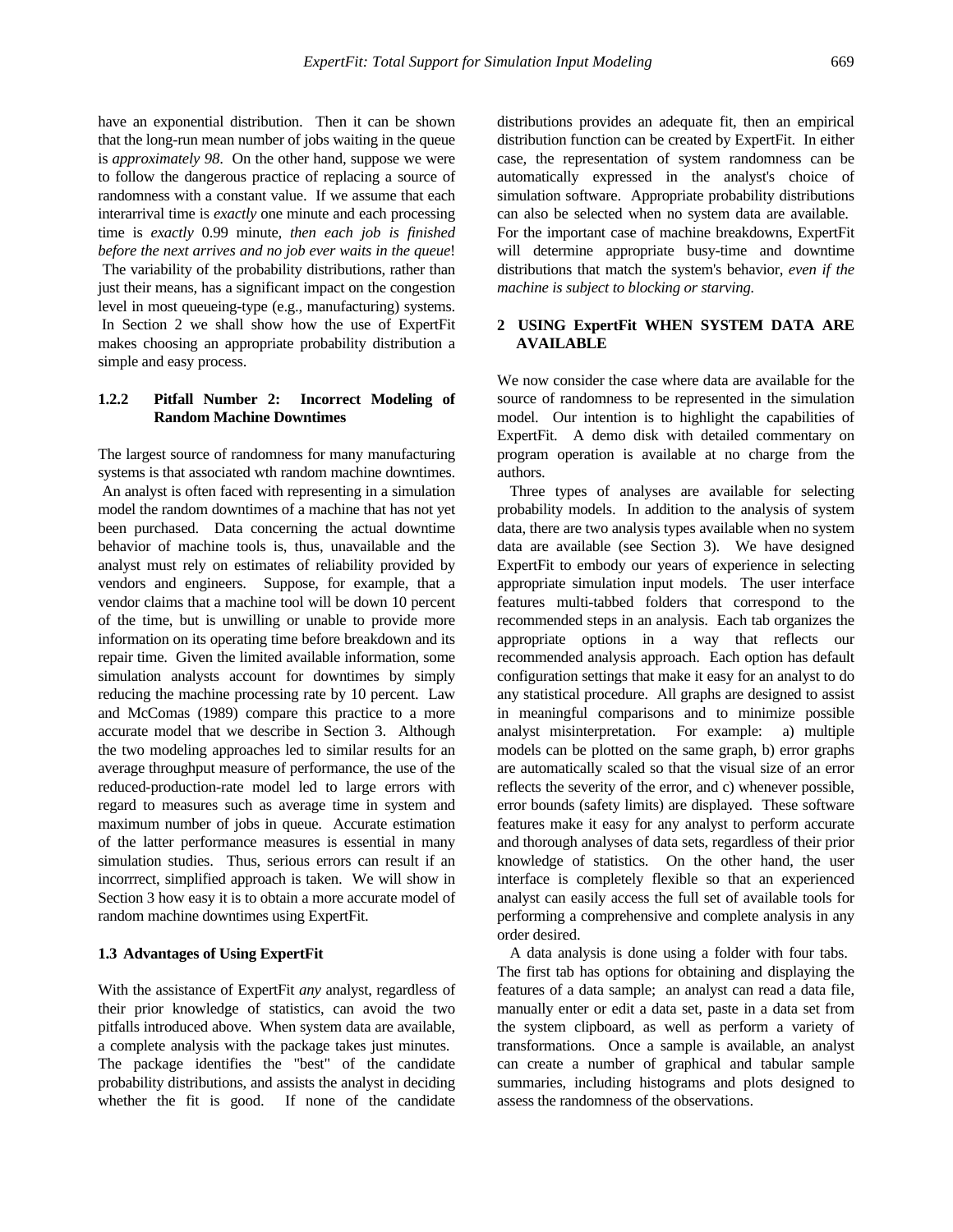have an exponential distribution. Then it can be shown that the long-run mean number of jobs waiting in the queue is *approximately 98*. On the other hand, suppose we were to follow the dangerous practice of replacing a source of randomness with a constant value. If we assume that each interarrival time is *exactly* one minute and each processing time is *exactly* 0.99 minute, *then each job is finished before the next arrives and no job ever waits in the queue*! The variability of the probability distributions, rather than just their means, has a significant impact on the congestion level in most queueing-type (e.g., manufacturing) systems. In Section 2 we shall show how the use of ExpertFit makes choosing an appropriate probability distribution a simple and easy process.

#### 1.2.2 Pitfall Number 2: Incorrect Modeling of Random Machine Downtimes

The largest source of randomness for many manufacturing systems is that associated wth random machine downtimes. An analyst is often faced with representing in a simulation model the random downtimes of a machine that has not yet been purchased. Data concerning the actual downtime behavior of machine tools is, thus, unavailable and the analyst must rely on estimates of reliability provided by vendors and engineers. Suppose, for example, that a vendor claims that a machine tool will be down 10 percent of the time, but is unwilling or unable to provide more information on its operating time before breakdown and its repair time. Given the limited available information, some simulation analysts account for downtimes by simply reducing the machine processing rate by 10 percent. Law and McComas (1989) compare this practice to a more accurate model that we describe in Section 3. Although the two modeling approaches led to similar results for an average throughput measure of performance, the use of the reduced-production-rate model led to large errors with regard to measures such as average time in system and maximum number of jobs in queue. Accurate estimation of the latter performance measures is essential in many simulation studies. Thus, serious errors can result if an incorrrect, simplified approach is taken. We will show in Section 3 how easy it is to obtain a more accurate model of random machine downtimes using ExpertFit.

### 1.3 Advantages of Using ExpertFit

With the assistance of ExpertFit *any* analyst, regardless of their prior knowledge of statistics, can avoid the two pitfalls introduced above. When system data are available, a complete analysis with the package takes just minutes. The package identifies the "best" of the candidate probability distributions, and assists the analyst in deciding whether the fit is good. If none of the candidate distributions provides an adequate fit, then an empirical distribution function can be created by ExpertFit. In either case, the representation of system randomness can be automatically expressed in the analyst's choice of simulation software. Appropriate probability distributions can also be selected when no system data are available. For the important case of machine breakdowns, ExpertFit will determine appropriate busy-time and downtime distributions that match the system's behavior, *even if the machine is subject to blocking or starving.*

## 2 USING ExpertFit WHEN SYSTEM DATA ARE AVAILABLE

We now consider the case where data are available for the source of randomness to be represented in the simulation model. Our intention is to highlight the capabilities of ExpertFit. A demo disk with detailed commentary on program operation is available at no charge from the authors.

Three types of analyses are available for selecting probability models. In addition to the analysis of system data, there are two analysis types available when no system data are available (see Section 3). We have designed ExpertFit to embody our years of experience in selecting appropriate simulation input models. The user interface features multi-tabbed folders that correspond to the recommended steps in an analysis. Each tab organizes the appropriate options in a way that reflects our recommended analysis approach. Each option has default configuration settings that make it easy for an analyst to do any statistical procedure. All graphs are designed to assist in meaningful comparisons and to minimize possible analyst misinterpretation. For example: a) multiple models can be plotted on the same graph, b) error graphs are automatically scaled so that the visual size of an error reflects the severity of the error, and c) whenever possible, error bounds (safety limits) are displayed. These software features make it easy for any analyst to perform accurate and thorough analyses of data sets, regardless of their prior knowledge of statistics. On the other hand, the user interface is completely flexible so that an experienced analyst can easily access the full set of available tools for performing a comprehensive and complete analysis in any order desired.

A data analysis is done using a folder with four tabs. The first tab has options for obtaining and displaying the features of a data sample; an analyst can read a data file, manually enter or edit a data set, paste in a data set from the system clipboard, as well as perform a variety of transformations. Once a sample is available, an analyst can create a number of graphical and tabular sample summaries, including histograms and plots designed to assess the randomness of the observations.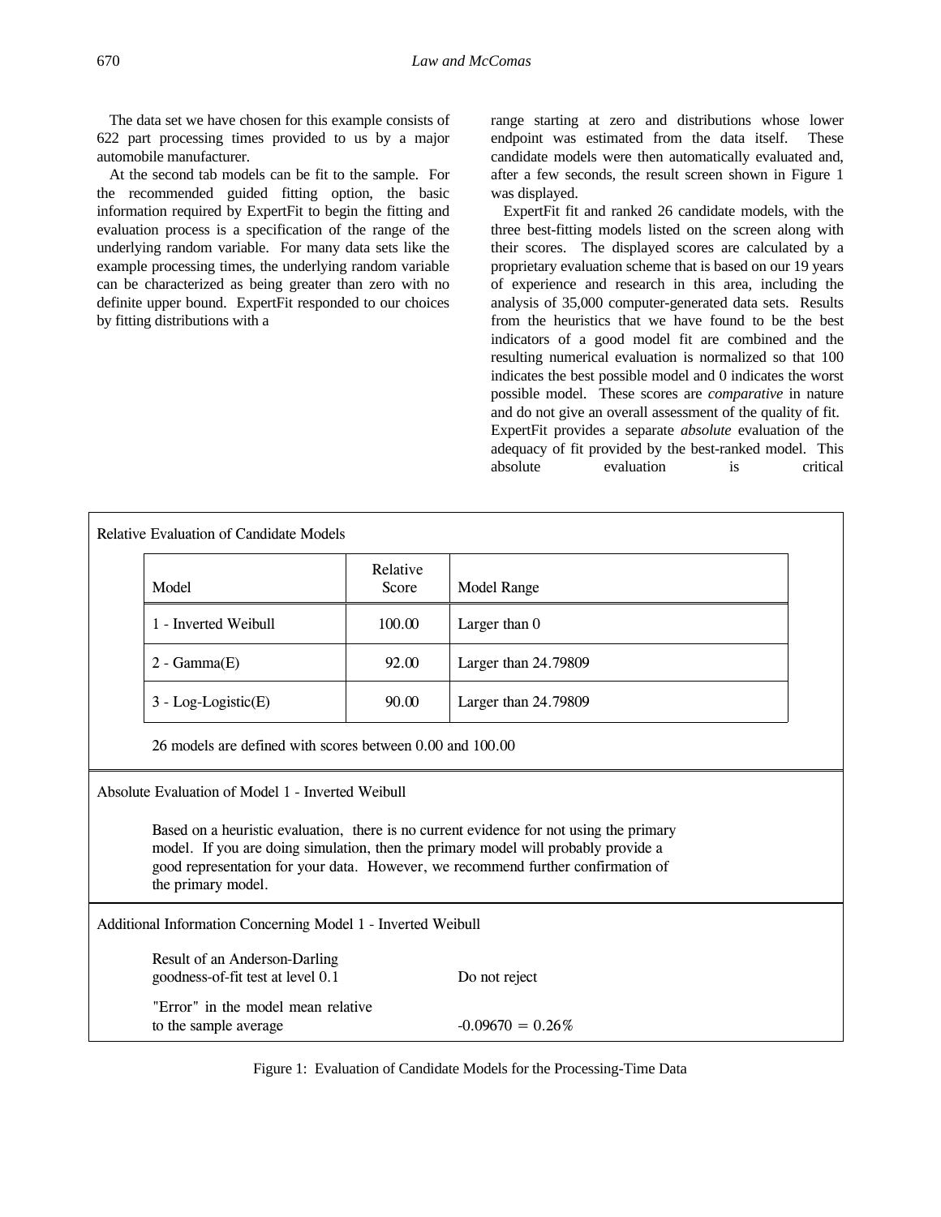The data set we have chosen for this example consists of 622 part processing times provided to us by a major automobile manufacturer.

At the second tab models can be fit to the sample. For the recommended guided fitting option, the basic information required by ExpertFit to begin the fitting and evaluation process is a specification of the range of the underlying random variable. For many data sets like the example processing times, the underlying random variable can be characterized as being greater than zero with no definite upper bound. ExpertFit responded to our choices by fitting distributions with a range starting at zero and distributions whose lower endpoint was estimated from the data itself. These candidate models were then automatically evaluated and, after a few seconds, the result screen shown in Figure 1 was displayed.

ExpertFit fit and ranked 26 candidate models, with the three best-fitting models listed on the screen along with their scores. The displayed scores are calculated by a proprietary evaluation scheme that is based on our 19 years of experience and research in this area, including the analysis of 35,000 computer-generated data sets. Results from the heuristics that we have found to be the best indicators of a good model fit are combined and the resulting numerical evaluation is normalized so that 100 indicates the best possible model and 0 indicates the worst possible model. These scores are *comparative* in nature and do not give an overall assessment of the quality of fit. ExpertFit provides a separate *absolute* evaluation of the adequacy of fit provided by the best-ranked model. This absolute evaluation is critical

Relative Evaluation of Candidate Models

| Model | Relative Score | Model Range |
|---|---|---|
| 1 - Inverted Weibull | 100.00 | Larger than 0 |
| 2 - Gamma(E) | 92.00 | Larger than 24.79809 |
| 3 - Log-Logistic(E) | 90.00 | Larger than 24.79809 |

26 models are defined with scores between 0.00 and 100.00

Absolute Evaluation of Model 1 - Inverted Weibull

Based on a heuristic evaluation, there is no current evidence for not using the primary model. If you are doing simulation, then the primary model will probably provide a good representation for your data. However, we recommend further confirmation of the primary model.

Additional Information Concerning Model 1 - Inverted Weibull

| | |
|---|---|
| Result of an Anderson-Darling goodness-of-fit test at level 0.1 | Do not reject |
| "Error" in the model mean relative to the sample average | -0.09670 = 0.26% |

Figure 1: Evaluation of Candidate Models for the Processing-Time Data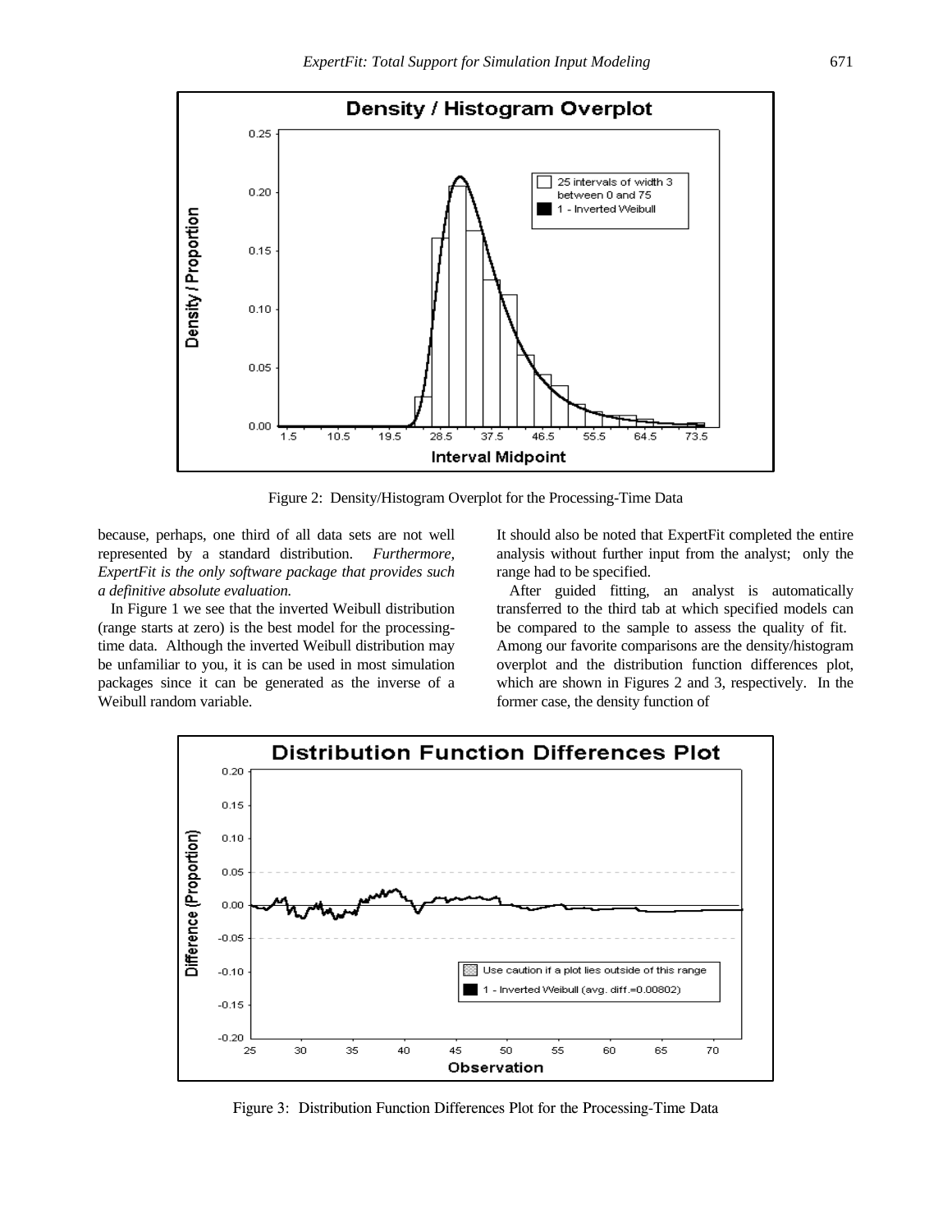Figure 2: Density/Histogram Overplot for the Processing-Time Data

because, perhaps, one third of all data sets are not well represented by a standard distribution. *Furthermore, ExpertFit is the only software package that provides such a definitive absolute evaluation.*

In Figure 1 we see that the inverted Weibull distribution (range starts at zero) is the best model for the processing-time data. Although the inverted Weibull distribution may be unfamiliar to you, it is can be used in most simulation packages since it can be generated as the inverse of a Weibull random variable.

It should also be noted that ExpertFit completed the entire analysis without further input from the analyst; only the range had to be specified.

After guided fitting, an analyst is automatically transferred to the third tab at which specified models can be compared to the sample to assess the quality of fit. Among our favorite comparisons are the density/histogram overplot and the distribution function differences plot, which are shown in Figures 2 and 3, respectively. In the former case, the density function of

Figure 3: Distribution Function Differences Plot for the Processing-Time Data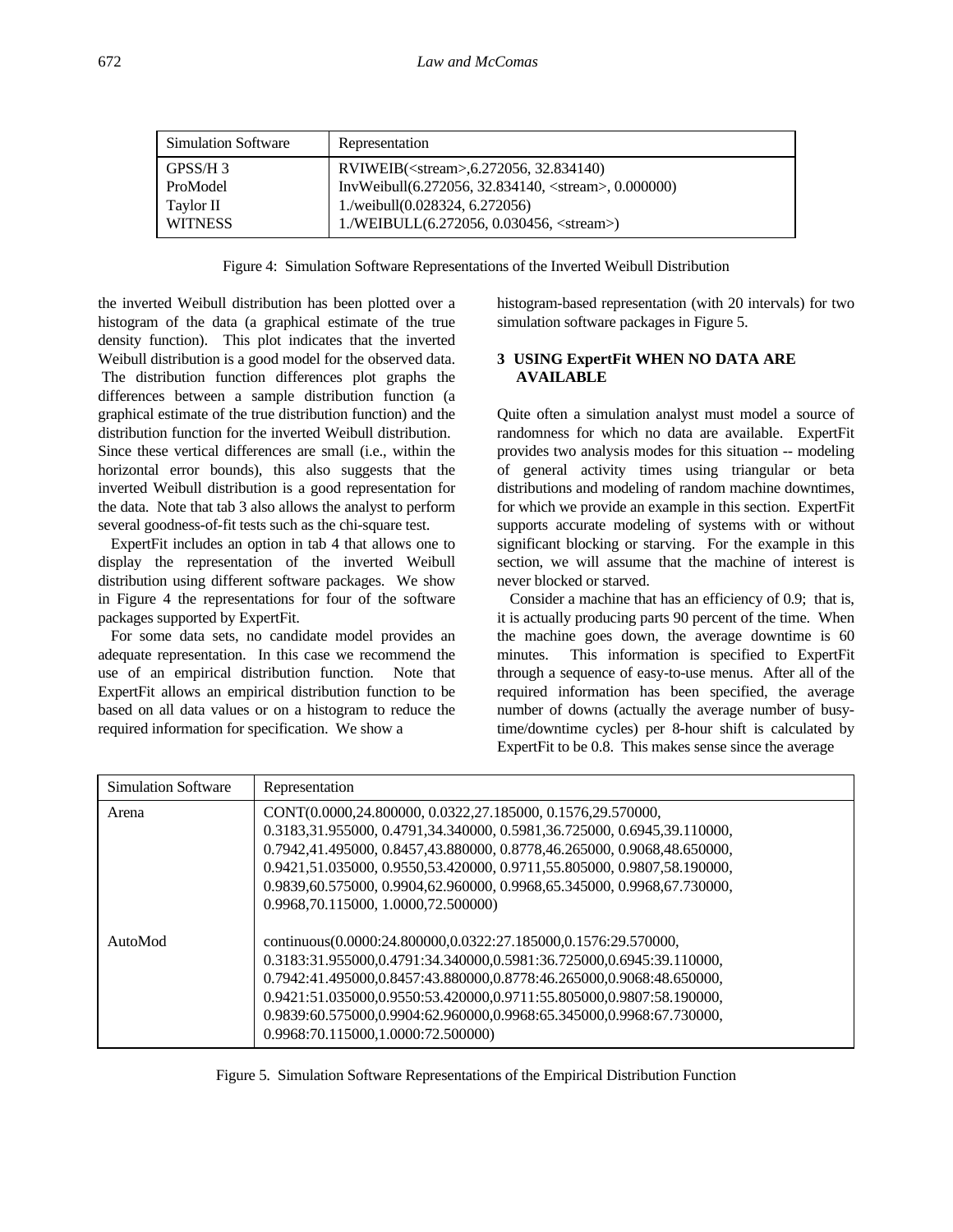| Simulation Software | Representation |
| --- | --- |
| GPSS/H 3 | RVIWEIB(<stream>,6.272056, 32.834140) |
| ProModel | InvWeibull(6.272056, 32.834140, <stream>, 0.000000) |
| Taylor II | 1./weibull(0.028324, 6.272056) |
| WITNESS | 1./WEIBULL(6.272056, 0.030456, <stream>) |

Figure 4: Simulation Software Representations of the Inverted Weibull Distribution

the inverted Weibull distribution has been plotted over a histogram of the data (a graphical estimate of the true density function). This plot indicates that the inverted Weibull distribution is a good model for the observed data. The distribution function differences plot graphs the differences between a sample distribution function (a graphical estimate of the true distribution function) and the distribution function for the inverted Weibull distribution. Since these vertical differences are small (i.e., within the horizontal error bounds), this also suggests that the inverted Weibull distribution is a good representation for the data. Note that tab 3 also allows the analyst to perform several goodness-of-fit tests such as the chi-square test.

ExpertFit includes an option in tab 4 that allows one to display the representation of the inverted Weibull distribution using different software packages. We show in Figure 4 the representations for four of the software packages supported by ExpertFit.

For some data sets, no candidate model provides an adequate representation. In this case we recommend the use of an empirical distribution function. Note that ExpertFit allows an empirical distribution function to be based on all data values or on a histogram to reduce the required information for specification. We show a histogram-based representation (with 20 intervals) for two simulation software packages in Figure 5.

## 3 USING ExpertFit WHEN NO DATA ARE AVAILABLE

Quite often a simulation analyst must model a source of randomness for which no data are available. ExpertFit provides two analysis modes for this situation -- modeling of general activity times using triangular or beta distributions and modeling of random machine downtimes, for which we provide an example in this section. ExpertFit supports accurate modeling of systems with or without significant blocking or starving. For the example in this section, we will assume that the machine of interest is never blocked or starved.

Consider a machine that has an efficiency of 0.9; that is, it is actually producing parts 90 percent of the time. When the machine goes down, the average downtime is 60 minutes. This information is specified to ExpertFit through a sequence of easy-to-use menus. After all of the required information has been specified, the average number of downs (actually the average number of busy-time/downtime cycles) per 8-hour shift is calculated by ExpertFit to be 0.8. This makes sense since the average

| Simulation Software | Representation |
| --- | --- |
| Arena | CONT(0.0000,24.800000, 0.0322,27.185000, 0.1576,29.570000, 0.3183,31.955000, 0.4791,34.340000, 0.5981,36.725000, 0.6945,39.110000, 0.7942,41.495000, 0.8457,43.880000, 0.8778,46.265000, 0.9068,48.650000, 0.9421,51.035000, 0.9550,53.420000, 0.9711,55.805000, 0.9807,58.190000, 0.9839,60.575000, 0.9904,62.960000, 0.9968,65.345000, 0.9968,67.730000, 0.9968,70.115000, 1.0000,72.500000) |
| AutoMod | continuous(0.0000:24.800000,0.0322:27.185000,0.1576:29.570000, 0.3183:31.955000,0.4791:34.340000,0.5981:36.725000,0.6945:39.110000, 0.7942:41.495000,0.8457:43.880000,0.8778:46.265000,0.9068:48.650000, 0.9421:51.035000,0.9550:53.420000,0.9711:55.805000,0.9807:58.190000, 0.9839:60.575000,0.9904:62.960000,0.9968:65.345000,0.9968:67.730000, 0.9968:70.115000,1.0000:72.500000) |

Figure 5. Simulation Software Representations of the Empirical Distribution Function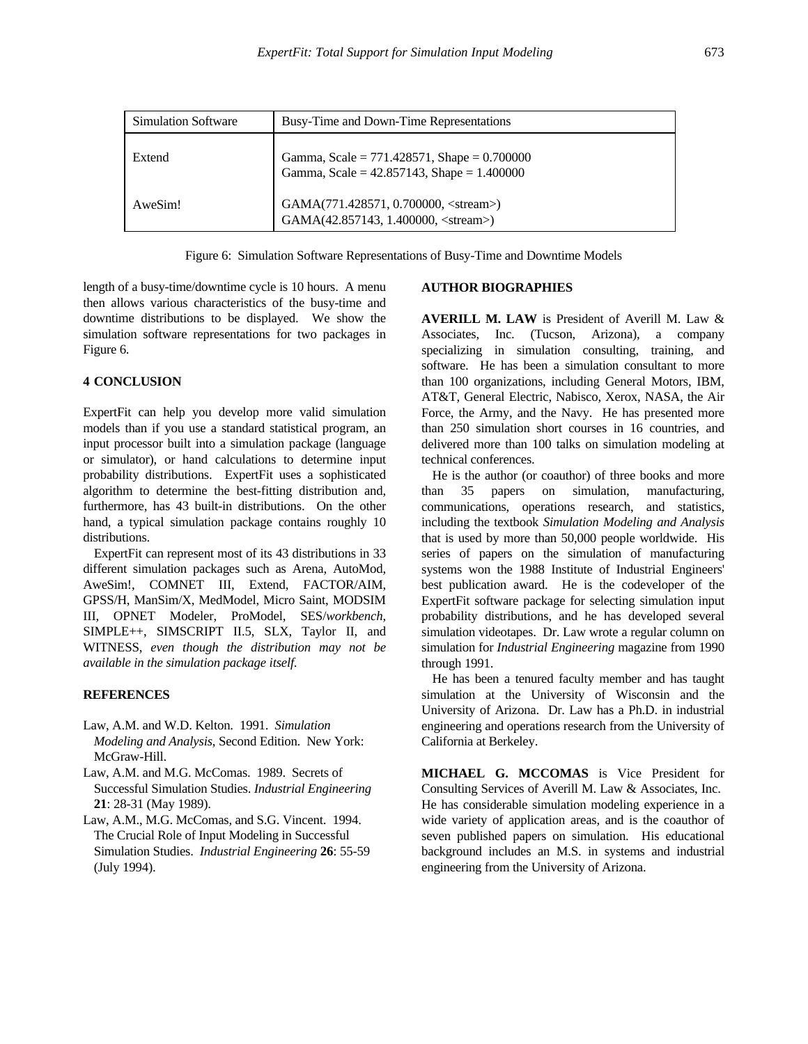| Simulation Software | Busy-Time and Down-Time Representations |
| --- | --- |
| Extend | Gamma, Scale = 771.428571, Shape = 0.700000<br>Gamma, Scale = 42.857143, Shape = 1.400000 |
| AweSim! | GAMA(771.428571, 0.700000, <stream>)<br>GAMA(42.857143, 1.400000, <stream>) |

Figure 6: Simulation Software Representations of Busy-Time and Downtime Models

length of a busy-time/downtime cycle is 10 hours. A menu then allows various characteristics of the busy-time and downtime distributions to be displayed. We show the simulation software representations for two packages in Figure 6.

## 4 CONCLUSION

ExpertFit can help you develop more valid simulation models than if you use a standard statistical program, an input processor built into a simulation package (language or simulator), or hand calculations to determine input probability distributions. ExpertFit uses a sophisticated algorithm to determine the best-fitting distribution and, furthermore, has 43 built-in distributions. On the other hand, a typical simulation package contains roughly 10 distributions.

ExpertFit can represent most of its 43 distributions in 33 different simulation packages such as Arena, AutoMod, AweSim!, COMNET III, Extend, FACTOR/AIM, GPSS/H, ManSim/X, MedModel, Micro Saint, MODSIM III, OPNET Modeler, ProModel, SES/*workbench*, SIMPLE++, SIMSCRIPT II.5, SLX, Taylor II, and WITNESS, *even though the distribution may not be available in the simulation package itself.*

## REFERENCES

Law, A.M. and W.D. Kelton. 1991. *Simulation Modeling and Analysis*, Second Edition. New York: McGraw-Hill.

Law, A.M. and M.G. McComas. 1989. Secrets of Successful Simulation Studies. *Industrial Engineering* **21**: 28-31 (May 1989).

Law, A.M., M.G. McComas, and S.G. Vincent. 1994. The Crucial Role of Input Modeling in Successful Simulation Studies. *Industrial Engineering* **26**: 55-59 (July 1994).

## AUTHOR BIOGRAPHIES

**AVERILL M. LAW** is President of Averill M. Law & Associates, Inc. (Tucson, Arizona), a company specializing in simulation consulting, training, and software. He has been a simulation consultant to more than 100 organizations, including General Motors, IBM, AT&T, General Electric, Nabisco, Xerox, NASA, the Air Force, the Army, and the Navy. He has presented more than 250 simulation short courses in 16 countries, and delivered more than 100 talks on simulation modeling at technical conferences.

He is the author (or coauthor) of three books and more than 35 papers on simulation, manufacturing, communications, operations research, and statistics, including the textbook *Simulation Modeling and Analysis* that is used by more than 50,000 people worldwide. His series of papers on the simulation of manufacturing systems won the 1988 Institute of Industrial Engineers' best publication award. He is the codeveloper of the ExpertFit software package for selecting simulation input probability distributions, and he has developed several simulation videotapes. Dr. Law wrote a regular column on simulation for *Industrial Engineering* magazine from 1990 through 1991.

He has been a tenured faculty member and has taught simulation at the University of Wisconsin and the University of Arizona. Dr. Law has a Ph.D. in industrial engineering and operations research from the University of California at Berkeley.

**MICHAEL G. MCCOMAS** is Vice President for Consulting Services of Averill M. Law & Associates, Inc. He has considerable simulation modeling experience in a wide variety of application areas, and is the coauthor of seven published papers on simulation. His educational background includes an M.S. in systems and industrial engineering from the University of Arizona.